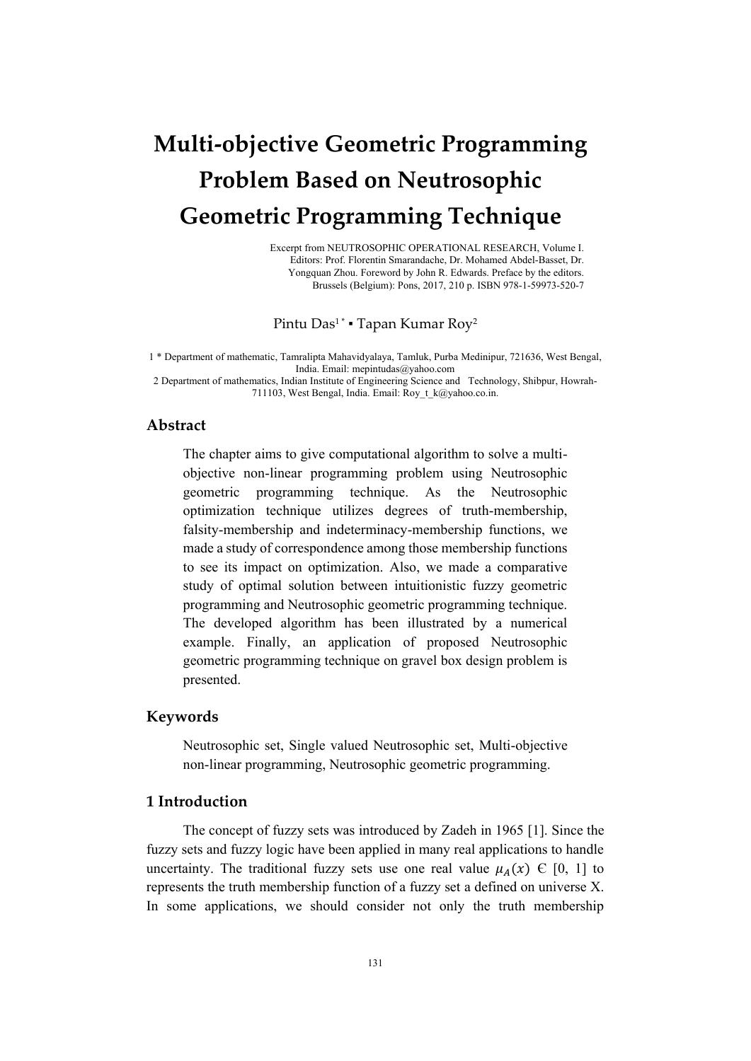# Multi-objective Geometric Programming Problem Based on Neutrosophic Geometric Programming Technique

Excerpt from NEUTROSOPHIC OPERATIONAL RESEARCH, Volume I. Editors: Prof. Florentin Smarandache, Dr. Mohamed Abdel-Basset, Dr. Yongquan Zhou. Foreword by John R. Edwards. Preface by the editors. Brussels (Belgium): Pons, 2017, 210 p. ISBN 978-1-59973-520-7

Pintu Das[1 *] ▪ Tapan Kumar Roy[2]

1 * Department of mathematic, Tamralipta Mahavidyalaya, Tamluk, Purba Medinipur, 721636, West Bengal, India. Email: mepintudas@yahoo.com

2 Department of mathematics, Indian Institute of Engineering Science and Technology, Shibpur, Howrah-711103, West Bengal, India. Email: Roy_t_k@yahoo.co.in.

## Abstract

The chapter aims to give computational algorithm to solve a multi-objective non-linear programming problem using Neutrosophic geometric programming technique. As the Neutrosophic optimization technique utilizes degrees of truth-membership, falsity-membership and indeterminacy-membership functions, we made a study of correspondence among those membership functions to see its impact on optimization. Also, we made a comparative study of optimal solution between intuitionistic fuzzy geometric programming and Neutrosophic geometric programming technique. The developed algorithm has been illustrated by a numerical example. Finally, an application of proposed Neutrosophic geometric programming technique on gravel box design problem is presented.

## Keywords

Neutrosophic set, Single valued Neutrosophic set, Multi-objective non-linear programming, Neutrosophic geometric programming.

## 1 Introduction

The concept of fuzzy sets was introduced by Zadeh in 1965 [1]. Since the fuzzy sets and fuzzy logic have been applied in many real applications to handle uncertainty. The traditional fuzzy sets use one real value $\mu_A(x) \in [0, 1]$ to represents the truth membership function of a fuzzy set a defined on universe X. In some applications, we should consider not only the truth membership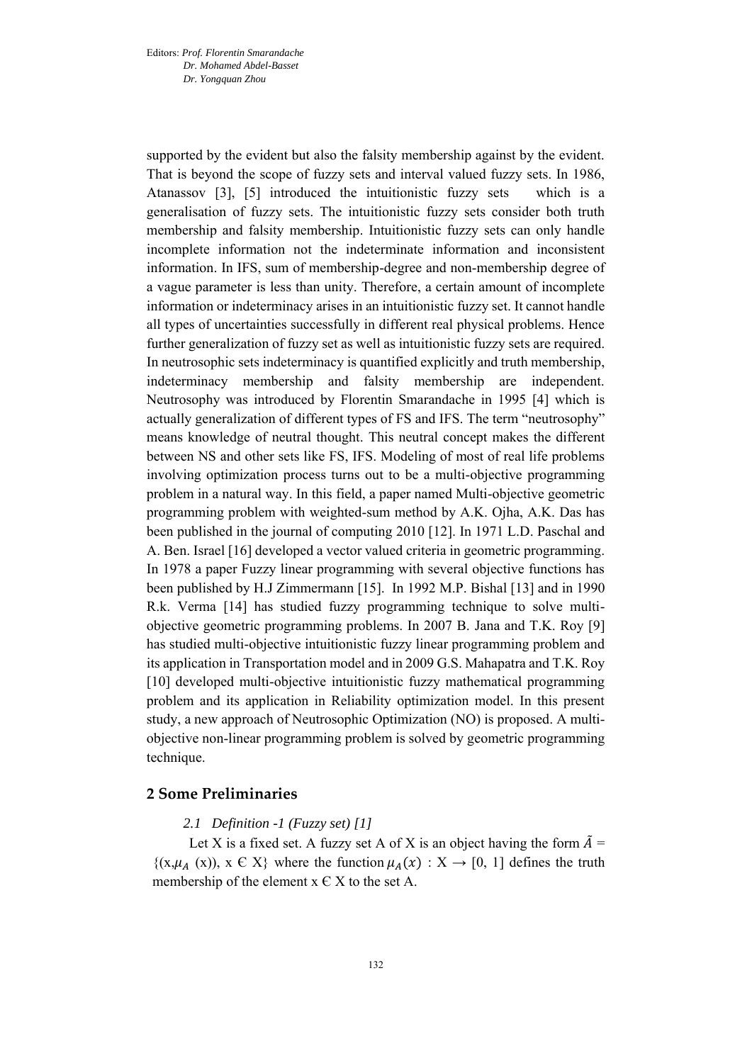supported by the evident but also the falsity membership against by the evident. That is beyond the scope of fuzzy sets and interval valued fuzzy sets. In 1986, Atanassov [3], [5] introduced the intuitionistic fuzzy sets which is a generalisation of fuzzy sets. The intuitionistic fuzzy sets consider both truth membership and falsity membership. Intuitionistic fuzzy sets can only handle incomplete information not the indeterminate information and inconsistent information. In IFS, sum of membership-degree and non-membership degree of a vague parameter is less than unity. Therefore, a certain amount of incomplete information or indeterminacy arises in an intuitionistic fuzzy set. It cannot handle all types of uncertainties successfully in different real physical problems. Hence further generalization of fuzzy set as well as intuitionistic fuzzy sets are required. In neutrosophic sets indeterminacy is quantified explicitly and truth membership, indeterminacy membership and falsity membership are independent. Neutrosophy was introduced by Florentin Smarandache in 1995 [4] which is actually generalization of different types of FS and IFS. The term "neutrosophy" means knowledge of neutral thought. This neutral concept makes the different between NS and other sets like FS, IFS. Modeling of most of real life problems involving optimization process turns out to be a multi-objective programming problem in a natural way. In this field, a paper named Multi-objective geometric programming problem with weighted-sum method by A.K. Ojha, A.K. Das has been published in the journal of computing 2010 [12]. In 1971 L.D. Paschal and A. Ben. Israel [16] developed a vector valued criteria in geometric programming. In 1978 a paper Fuzzy linear programming with several objective functions has been published by H.J Zimmermann [15]. In 1992 M.P. Bishal [13] and in 1990 R.k. Verma [14] has studied fuzzy programming technique to solve multi-objective geometric programming problems. In 2007 B. Jana and T.K. Roy [9] has studied multi-objective intuitionistic fuzzy linear programming problem and its application in Transportation model and in 2009 G.S. Mahapatra and T.K. Roy [10] developed multi-objective intuitionistic fuzzy mathematical programming problem and its application in Reliability optimization model. In this present study, a new approach of Neutrosophic Optimization (NO) is proposed. A multi-objective non-linear programming problem is solved by geometric programming technique.

## 2 Some Preliminaries

### *2.1 Definition -1 (Fuzzy set) [1]*

Let X is a fixed set. A fuzzy set A of X is an object having the form $\tilde{A} = \{(x, \mu_A(x)),\ x \in X\}$ where the function $\mu_A(x) : X \rightarrow [0, 1]$ defines the truth membership of the element $x \in X$ to the set A.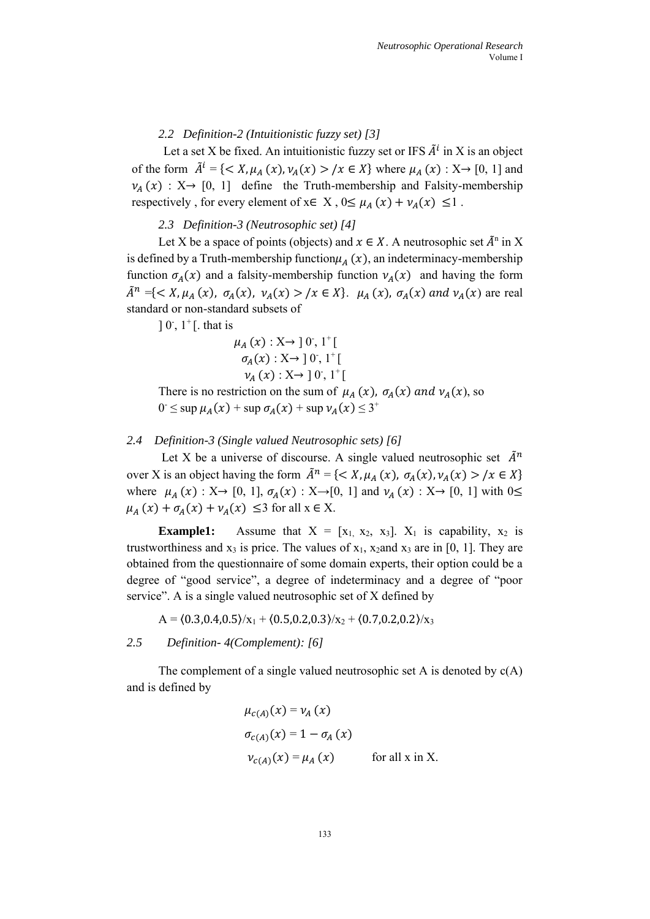### *2.2 Definition-2 (Intuitionistic fuzzy set) [3]*

Let a set X be fixed. An intuitionistic fuzzy set or IFS $\tilde{A}^i$ in X is an object of the form $\tilde{A}^i = \{< X, \mu_A(x), \nu_A(x) > / x \in X\}$ where $\mu_A(x) : X \rightarrow [0, 1]$ and $\nu_A(x) : X \rightarrow [0, 1]$ define the Truth-membership and Falsity-membership respectively , for every element of $x \in X$ , $0 \leq \mu_A(x) + \nu_A(x) \leq 1$ .

### *2.3 Definition-3 (Neutrosophic set) [4]*

Let X be a space of points (objects) and $x \in X$. A neutrosophic set $\tilde{A}^n$ in X is defined by a Truth-membership function $\mu_A(x)$, an indeterminacy-membership function $\sigma_A(x)$ and a falsity-membership function $\nu_A(x)$ and having the form $\tilde{A}^n = \{< X, \mu_A(x), \sigma_A(x), \nu_A(x) > / x \in X\}$. $\mu_A(x), \sigma_A(x)$ *and* $\nu_A(x)$ are real standard or non-standard subsets of

$]0^-, 1^+[$. that is

$$\mu_A(x) : X \rightarrow ]0^-, 1^+[$$
$$\sigma_A(x) : X \rightarrow ]0^-, 1^+[$$
$$\nu_A(x) : X \rightarrow ]0^-, 1^+[$$

There is no restriction on the sum of $\mu_A(x), \sigma_A(x)$ *and* $\nu_A(x)$, so

$0^- \leq \sup \mu_A(x) + \sup \sigma_A(x) + \sup \nu_A(x) \leq 3^+$

### *2.4 Definition-3 (Single valued Neutrosophic sets) [6]*

Let X be a universe of discourse. A single valued neutrosophic set $\tilde{A}^n$ over X is an object having the form $\tilde{A}^n = \{< X, \mu_A(x), \sigma_A(x), \nu_A(x) > / x \in X\}$ where $\mu_A(x) : X \rightarrow [0, 1]$, $\sigma_A(x) : X \rightarrow [0, 1]$ and $\nu_A(x) : X \rightarrow [0, 1]$ with $0 \leq \mu_A(x) + \sigma_A(x) + \nu_A(x) \leq 3$ for all $x \in X$.

**Example1:** Assume that $X = [x_1, x_2, x_3]$. $X_1$ is capability, $x_2$ is trustworthiness and $x_3$ is price. The values of $x_1$, $x_2$ and $x_3$ are in [0, 1]. They are obtained from the questionnaire of some domain experts, their option could be a degree of "good service", a degree of indeterminacy and a degree of "poor service". A is a single valued neutrosophic set of X defined by

$A = \langle 0.3,0.4,0.5\rangle/x_1 + \langle 0.5,0.2,0.3\rangle/x_2 + \langle 0.7,0.2,0.2\rangle/x_3$

### *2.5 Definition- 4(Complement): [6]*

The complement of a single valued neutrosophic set A is denoted by c(A) and is defined by

$$\mu_{c(A)}(x) = \nu_A(x)$$
$$\sigma_{c(A)}(x) = 1 - \sigma_A(x)$$
$$\nu_{c(A)}(x) = \mu_A(x) \qquad \text{for all x in X.}$$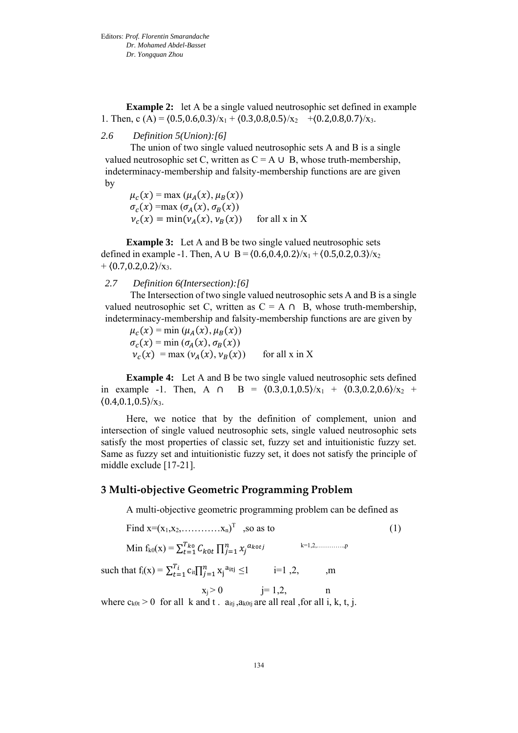**Example 2:** let A be a single valued neutrosophic set defined in example 1. Then, c (A) = ⟨0.5,0.6,0.3⟩/$x_1$ + ⟨0.3,0.8,0.5⟩/$x_2$ +⟨0.2,0.8,0.7⟩/$x_3$.

*2.6 Definition 5(Union):[6]*

The union of two single valued neutrosophic sets A and B is a single valued neutrosophic set C, written as C = A ∪ B, whose truth-membership, indeterminacy-membership and falsity-membership functions are are given by

$\mu_c(x) = \max(\mu_A(x), \mu_B(x))$
$\sigma_c(x) = \max(\sigma_A(x), \sigma_B(x))$
$\nu_c(x) = \min(\nu_A(x), \nu_B(x))$ for all x in X

**Example 3:** Let A and B be two single valued neutrosophic sets defined in example -1. Then, A ∪ B = ⟨0.6,0.4,0.2⟩/$x_1$ + ⟨0.5,0.2,0.3⟩/$x_2$ + ⟨0.7,0.2,0.2⟩/$x_3$.

*2.7 Definition 6(Intersection):[6]*

The Intersection of two single valued neutrosophic sets A and B is a single valued neutrosophic set C, written as C = A ∩ B, whose truth-membership, indeterminacy-membership and falsity-membership functions are are given by

$\mu_c(x) = \min(\mu_A(x), \mu_B(x))$
$\sigma_c(x) = \min(\sigma_A(x), \sigma_B(x))$
$\nu_c(x) = \max(\nu_A(x), \nu_B(x))$ for all x in X

**Example 4:** Let A and B be two single valued neutrosophic sets defined in example -1. Then, A ∩ B = ⟨0.3,0.1,0.5⟩/$x_1$ + ⟨0.3,0.2,0.6⟩/$x_2$ + ⟨0.4,0.1,0.5⟩/$x_3$.

Here, we notice that by the definition of complement, union and intersection of single valued neutrosophic sets, single valued neutrosophic sets satisfy the most properties of classic set, fuzzy set and intuitionistic fuzzy set. Same as fuzzy set and intuitionistic fuzzy set, it does not satisfy the principle of middle exclude [17-21].

## 3 Multi-objective Geometric Programming Problem

A multi-objective geometric programming problem can be defined as

Find $x=(x_1,x_2,\ldots\ldots\ldots x_n)^T$ ,so as to (1)

Min $f_{k0}(x) = \sum_{t=1}^{T_{k0}} C_{k0t} \prod_{j=1}^{n} x_j^{a_{k0tj}}$ k=1,2,…………,p

such that $f_i(x) = \sum_{t=1}^{T_i} c_{it} \prod_{j=1}^{n} x_j^{a_{itj}} \leq 1$ i=1 ,2, ,m

$x_j > 0$ j= 1,2, n

where $c_{k0t} > 0$ for all k and t . $a_{itj}$ ,$a_{k0tj}$ are all real ,for all i, k, t, j.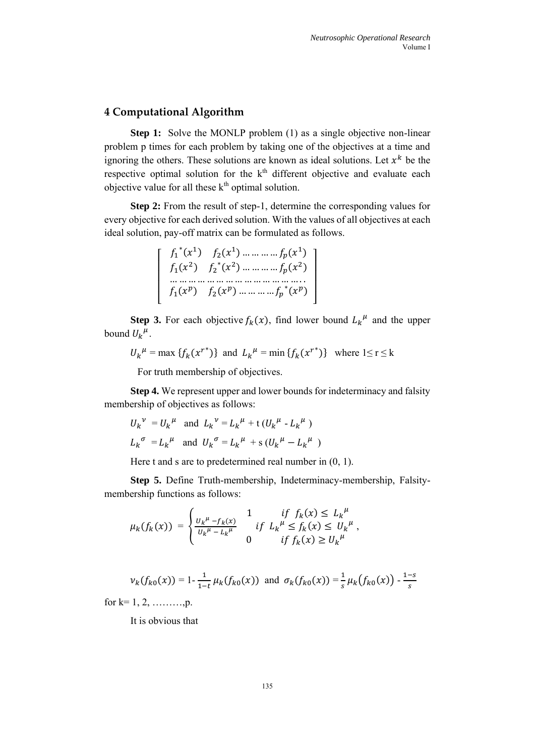## 4 Computational Algorithm

**Step 1:** Solve the MONLP problem (1) as a single objective non-linear problem p times for each problem by taking one of the objectives at a time and ignoring the others. These solutions are known as ideal solutions. Let $x^k$ be the respective optimal solution for the k[th] different objective and evaluate each objective value for all these k[th] optimal solution.

**Step 2:** From the result of step-1, determine the corresponding values for every objective for each derived solution. With the values of all objectives at each ideal solution, pay-off matrix can be formulated as follows.

$$\begin{bmatrix} f_1^*(x^1) & f_2(x^1) \ldots\ldots\ldots f_p(x^1) \\ f_1(x^2) & f_2^*(x^2) \ldots\ldots\ldots f_p(x^2) \\ \ldots\ldots\ldots\ldots\ldots\ldots & \ldots\ldots\ldots\ldots\ldots\ldots \\ f_1(x^p) & f_2(x^p) \ldots\ldots\ldots f_p^*(x^p) \end{bmatrix}$$

**Step 3.** For each objective $f_k(x)$, find lower bound $L_k^{\mu}$ and the upper bound $U_k^{\mu}$.

$U_k^{\mu} = \max\{f_k(x^{r^*})\}$ and $L_k^{\mu} = \min\{f_k(x^{r^*})\}$ where $1 \leq r \leq k$

For truth membership of objectives.

**Step 4.** We represent upper and lower bounds for indeterminacy and falsity membership of objectives as follows:

$U_k^{\nu} = U_k^{\mu}$ and $L_k^{\nu} = L_k^{\mu} + t\,(U_k^{\mu} - L_k^{\mu})$

$L_k^{\sigma} = L_k^{\mu}$ and $U_k^{\sigma} = L_k^{\mu} + s\,(U_k^{\mu} - L_k^{\mu})$

Here t and s are to predetermined real number in (0, 1).

**Step 5.** Define Truth-membership, Indeterminacy-membership, Falsity-membership functions as follows:

$$\mu_k(f_k(x)) = \begin{cases} 1 & if\ \ f_k(x) \leq L_k^{\mu} \\ \frac{U_k^{\mu} - f_k(x)}{U_k^{\mu} - L_k^{\mu}} & if\ \ L_k^{\mu} \leq f_k(x) \leq U_k^{\mu} \\ 0 & if\ \ f_k(x) \geq U_k^{\mu} \end{cases},$$

$\nu_k(f_{k0}(x)) = 1 - \frac{1}{1-t}\,\mu_k(f_{k0}(x))$ and $\sigma_k(f_{k0}(x)) = \frac{1}{s}\,\mu_k(f_{k0}(x)) - \frac{1-s}{s}$

for k= 1, 2, ………,p.

It is obvious that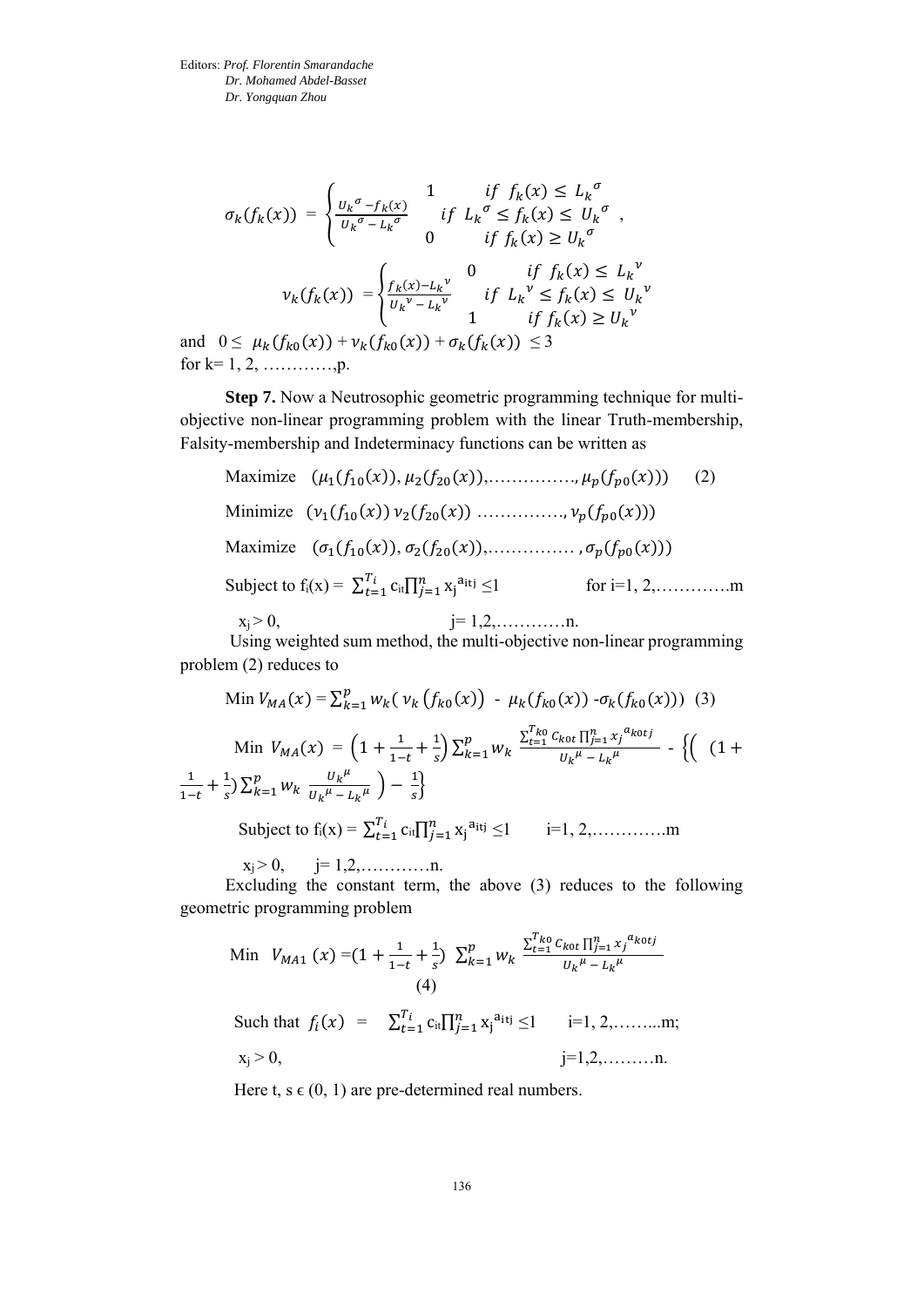$$\sigma_k(f_k(x)) = \begin{cases} 1 & if \;\; f_k(x) \le L_k^{\sigma} \\ \frac{U_k^{\sigma} - f_k(x)}{U_k^{\sigma} - L_k^{\sigma}} & if \;\; L_k^{\sigma} \le f_k(x) \le U_k^{\sigma} \\ 0 & if \;\; f_k(x) \ge U_k^{\sigma} \end{cases},$$

$$\nu_k(f_k(x)) = \begin{cases} 0 & if \;\; f_k(x) \le L_k^{\nu} \\ \frac{f_k(x) - L_k^{\nu}}{U_k^{\nu} - L_k^{\nu}} & if \;\; L_k^{\nu} \le f_k(x) \le U_k^{\nu} \\ 1 & if \;\; f_k(x) \ge U_k^{\nu} \end{cases}$$

and $0 \le \mu_k(f_{k0}(x)) + \nu_k(f_{k0}(x)) + \sigma_k(f_k(x)) \le 3$
for k= 1, 2, …………,p.

**Step 7.** Now a Neutrosophic geometric programming technique for multi-objective non-linear programming problem with the linear Truth-membership, Falsity-membership and Indeterminacy functions can be written as

$$\text{Maximize} \quad (\mu_1(f_{10}(x)), \mu_2(f_{20}(x)), \ldots\ldots\ldots\ldots\ldots, \mu_p(f_{p0}(x))) \qquad (2)$$

$$\text{Minimize} \quad (\nu_1(f_{10}(x))\, \nu_2(f_{20}(x)) \; \ldots\ldots\ldots\ldots\ldots, \nu_p(f_{p0}(x)))$$

$$\text{Maximize} \quad (\sigma_1(f_{10}(x)), \sigma_2(f_{20}(x)), \ldots\ldots\ldots\ldots\ldots, \sigma_p(f_{p0}(x)))$$

$$\text{Subject to } f_i(x) = \sum_{t=1}^{T_i} c_{it} \prod_{j=1}^{n} x_j^{a_{itj}} \le 1 \qquad \text{for } i=1, 2, \ldots\ldots\ldots\ldots m$$

$$x_j > 0, \qquad j= 1,2,\ldots\ldots\ldots\ldots n.$$

Using weighted sum method, the multi-objective non-linear programming problem (2) reduces to

$$\text{Min } V_{MA}(x) = \sum_{k=1}^{p} w_k(\, \nu_k(f_{k0}(x)) \; - \; \mu_k(f_{k0}(x)) \; -\sigma_k(f_{k0}(x))) \quad (3)$$

$$\text{Min } V_{MA}(x) = \left(1 + \frac{1}{1-t} + \frac{1}{s}\right) \sum_{k=1}^{p} w_k \frac{\sum_{t=1}^{T_{k0}} c_{k0t} \prod_{j=1}^{n} x_j^{a_{k0tj}}}{U_k^{\mu} - L_k^{\mu}} - \left\{\left( (1 + \frac{1}{1-t} + \frac{1}{s}) \sum_{k=1}^{p} w_k \frac{U_k^{\mu}}{U_k^{\mu} - L_k^{\mu}} \right) - \frac{1}{s}\right\}$$

$$\text{Subject to } f_i(x) = \sum_{t=1}^{T_i} c_{it} \prod_{j=1}^{n} x_j^{a_{itj}} \le 1 \qquad i=1, 2, \ldots\ldots\ldots\ldots m$$

$$x_j > 0, \qquad j= 1,2,\ldots\ldots\ldots\ldots n.$$

Excluding the constant term, the above (3) reduces to the following geometric programming problem

$$\text{Min } \; V_{MA1}(x) = (1 + \frac{1}{1-t} + \frac{1}{s}) \; \sum_{k=1}^{p} w_k \; \frac{\sum_{t=1}^{T_{k0}} c_{k0t} \prod_{j=1}^{n} x_j^{a_{k0tj}}}{U_k^{\mu} - L_k^{\mu}} \qquad (4)$$

$$\text{Such that } f_i(x) = \sum_{t=1}^{T_i} c_{it} \prod_{j=1}^{n} x_j^{a_{itj}} \le 1 \qquad i=1, 2, \ldots\ldots\ldots m;$$

$$x_j > 0, \qquad j=1,2,\ldots\ldots\ldots n.$$

Here t, s $\epsilon$ (0, 1) are pre-determined real numbers.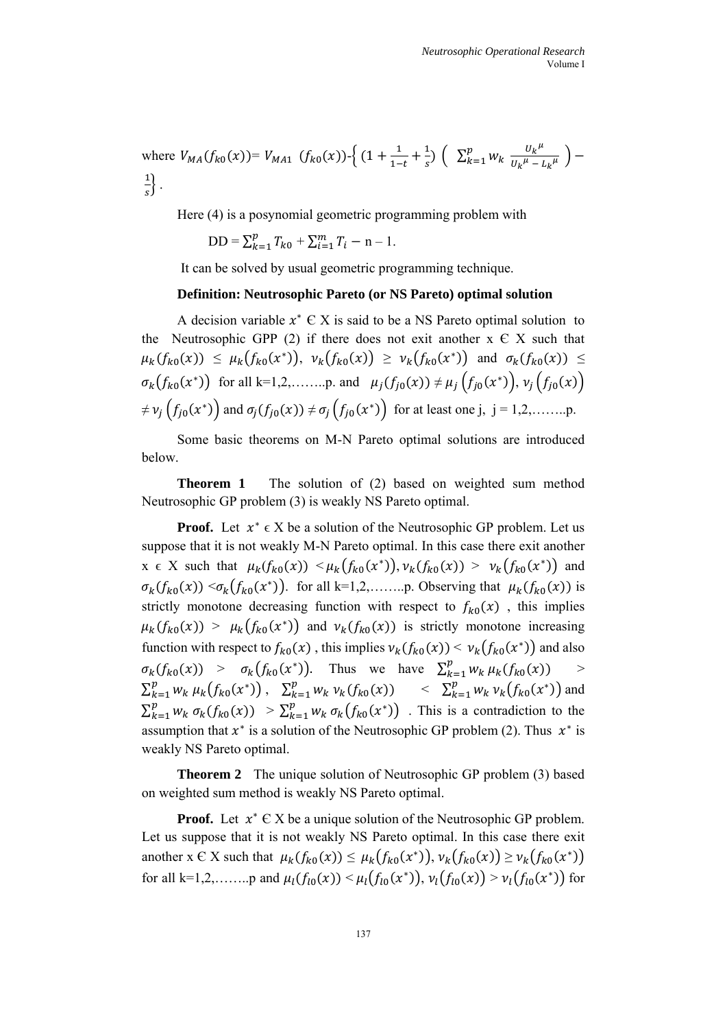where $V_{MA}(f_{k0}(x))= V_{MA1}\ (f_{k0}(x))$-$\left\{ (1+\frac{1}{1-t}+\frac{1}{s})\ \left(\ \sum_{k=1}^{p} w_k\ \frac{{U_k}^{\mu}}{{U_k}^{\mu}-{L_k}^{\mu}}\ \right)-\frac{1}{s}\right\}$ .

Here (4) is a posynomial geometric programming problem with

$$\text{DD} = \sum_{k=1}^{p} T_{k0} + \sum_{i=1}^{m} T_i - \text{n} - 1.$$

It can be solved by usual geometric programming technique.

**Definition: Neutrosophic Pareto (or NS Pareto) optimal solution**

A decision variable $x^*$ Є X is said to be a NS Pareto optimal solution to the Neutrosophic GPP (2) if there does not exit another x Є X such that $\mu_k(f_{k0}(x)) \leq \mu_k(f_{k0}(x^*))$, $\nu_k(f_{k0}(x)) \geq \nu_k(f_{k0}(x^*))$ and $\sigma_k(f_{k0}(x)) \leq \sigma_k(f_{k0}(x^*))$ for all k=1,2,……..p. and $\mu_j(f_{j0}(x)) \neq \mu_j\left(f_{j0}(x^*)\right)$, $\nu_j\left(f_{j0}(x)\right) \neq \nu_j\left(f_{j0}(x^*)\right)$ and $\sigma_j(f_{j0}(x)) \neq \sigma_j\left(f_{j0}(x^*)\right)$ for at least one j, j = 1,2,……..p.

Some basic theorems on M-N Pareto optimal solutions are introduced below.

**Theorem 1** The solution of (2) based on weighted sum method Neutrosophic GP problem (3) is weakly NS Pareto optimal.

**Proof.** Let $x^* \epsilon$ X be a solution of the Neutrosophic GP problem. Let us suppose that it is not weakly M-N Pareto optimal. In this case there exit another x ϵ X such that $\mu_k(f_{k0}(x)) < \mu_k\left(f_{k0}(x^*)\right), \nu_k(f_{k0}(x)) > \nu_k\left(f_{k0}(x^*)\right)$ and $\sigma_k(f_{k0}(x)) < \sigma_k\left(f_{k0}(x^*)\right)$. for all k=1,2,……..p. Observing that $\mu_k(f_{k0}(x))$ is strictly monotone decreasing function with respect to $f_{k0}(x)$ , this implies $\mu_k(f_{k0}(x)) > \mu_k\left(f_{k0}(x^*)\right)$ and $\nu_k(f_{k0}(x))$ is strictly monotone increasing function with respect to $f_{k0}(x)$ , this implies $\nu_k(f_{k0}(x)) < \nu_k\left(f_{k0}(x^*)\right)$ and also $\sigma_k(f_{k0}(x)) > \sigma_k\left(f_{k0}(x^*)\right)$. Thus we have $\sum_{k=1}^{p} w_k\, \mu_k(f_{k0}(x)) > \sum_{k=1}^{p} w_k\, \mu_k\left(f_{k0}(x^*)\right)$ , $\sum_{k=1}^{p} w_k\, \nu_k(f_{k0}(x)) < \sum_{k=1}^{p} w_k\, \nu_k\left(f_{k0}(x^*)\right)$ and $\sum_{k=1}^{p} w_k\, \sigma_k(f_{k0}(x)) > \sum_{k=1}^{p} w_k\, \sigma_k\left(f_{k0}(x^*)\right)$ . This is a contradiction to the assumption that $x^*$ is a solution of the Neutrosophic GP problem (2). Thus $x^*$ is weakly NS Pareto optimal.

**Theorem 2** The unique solution of Neutrosophic GP problem (3) based on weighted sum method is weakly NS Pareto optimal.

**Proof.** Let $x^*$ Є X be a unique solution of the Neutrosophic GP problem. Let us suppose that it is not weakly NS Pareto optimal. In this case there exit another x Є X such that $\mu_k(f_{k0}(x)) \leq \mu_k\left(f_{k0}(x^*)\right), \nu_k\left(f_{k0}(x)\right) \geq \nu_k\left(f_{k0}(x^*)\right)$ for all k=1,2,……..p and $\mu_l(f_{l0}(x)) < \mu_l\left(f_{l0}(x^*)\right)$, $\nu_l\left(f_{l0}(x)\right) > \nu_l\left(f_{l0}(x^*)\right)$ for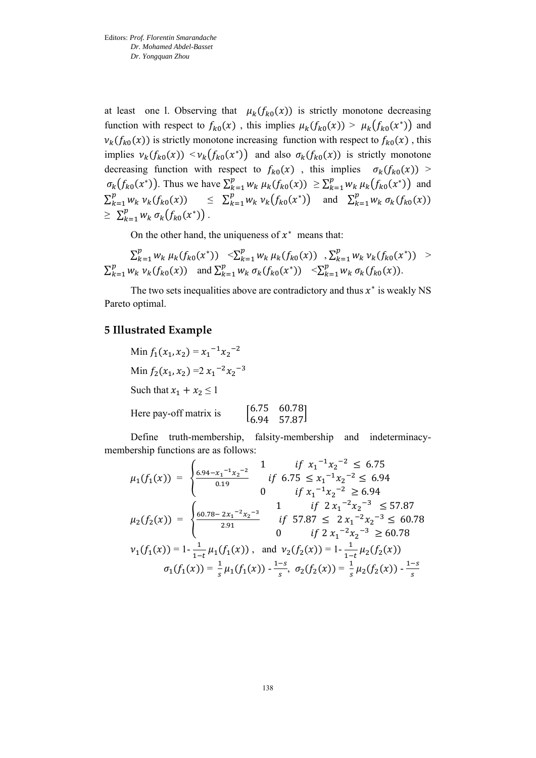at least one l. Observing that $\mu_k(f_{k0}(x))$ is strictly monotone decreasing function with respect to $f_{k0}(x)$ , this implies $\mu_k(f_{k0}(x)) > \mu_k(f_{k0}(x^*))$ and $\nu_k(f_{k0}(x))$ is strictly monotone increasing function with respect to $f_{k0}(x)$ , this implies $\nu_k(f_{k0}(x)) < \nu_k(f_{k0}(x^*))$ and also $\sigma_k(f_{k0}(x))$ is strictly monotone decreasing function with respect to $f_{k0}(x)$ , this implies $\sigma_k(f_{k0}(x)) > \sigma_k(f_{k0}(x^*))$. Thus we have $\sum_{k=1}^{p} w_k\, \mu_k(f_{k0}(x)) \geq \sum_{k=1}^{p} w_k\, \mu_k(f_{k0}(x^*))$ and $\sum_{k=1}^{p} w_k\, \nu_k(f_{k0}(x)) \leq \sum_{k=1}^{p} w_k\, \nu_k(f_{k0}(x^*))$ and $\sum_{k=1}^{p} w_k\, \sigma_k(f_{k0}(x)) \geq \sum_{k=1}^{p} w_k\, \sigma_k(f_{k0}(x^*))$ .

On the other hand, the uniqueness of $x^*$ means that:

$\sum_{k=1}^{p} w_k\, \mu_k(f_{k0}(x^*)) < \sum_{k=1}^{p} w_k\, \mu_k(f_{k0}(x))$ , $\sum_{k=1}^{p} w_k\, \nu_k(f_{k0}(x^*)) > \sum_{k=1}^{p} w_k\, \nu_k(f_{k0}(x))$ and $\sum_{k=1}^{p} w_k\, \sigma_k(f_{k0}(x^*)) < \sum_{k=1}^{p} w_k\, \sigma_k(f_{k0}(x))$.

The two sets inequalities above are contradictory and thus $x^*$ is weakly NS Pareto optimal.

## 5 Illustrated Example

Min $f_1(x_1, x_2) = {x_1}^{-1}{x_2}^{-2}$

Min $f_2(x_1, x_2) = 2\,{x_1}^{-2}{x_2}^{-3}$

Such that $x_1 + x_2 \leq 1$

Here pay-off matrix is $\begin{bmatrix} 6.75 & 60.78 \\ 6.94 & 57.87 \end{bmatrix}$

Define truth-membership, falsity-membership and indeterminacy-membership functions are as follows:

$$\mu_1(f_1(x)) = \begin{cases} 1 & if\ {x_1}^{-1}{x_2}^{-2} \leq 6.75 \\ \frac{6.94 - {x_1}^{-1}{x_2}^{-2}}{0.19} & if\ 6.75 \leq {x_1}^{-1}{x_2}^{-2} \leq 6.94 \\ 0 & if\ {x_1}^{-1}{x_2}^{-2} \geq 6.94 \end{cases}$$

$$\mu_2(f_2(x)) = \begin{cases} 1 & if\ 2\,{x_1}^{-2}{x_2}^{-3} \leq 57.87 \\ \frac{60.78 - 2{x_1}^{-2}{x_2}^{-3}}{2.91} & if\ 57.87 \leq 2\,{x_1}^{-2}{x_2}^{-3} \leq 60.78 \\ 0 & if\ 2\,{x_1}^{-2}{x_2}^{-3} \geq 60.78 \end{cases}$$

$\nu_1(f_1(x)) = 1 - \frac{1}{1-t}\,\mu_1(f_1(x))$ , and $\nu_2(f_2(x)) = 1 - \frac{1}{1-t}\,\mu_2(f_2(x))$

$$\sigma_1(f_1(x)) = \frac{1}{s}\,\mu_1(f_1(x)) - \frac{1-s}{s},\ \ \sigma_2(f_2(x)) = \frac{1}{s}\,\mu_2(f_2(x)) - \frac{1-s}{s}$$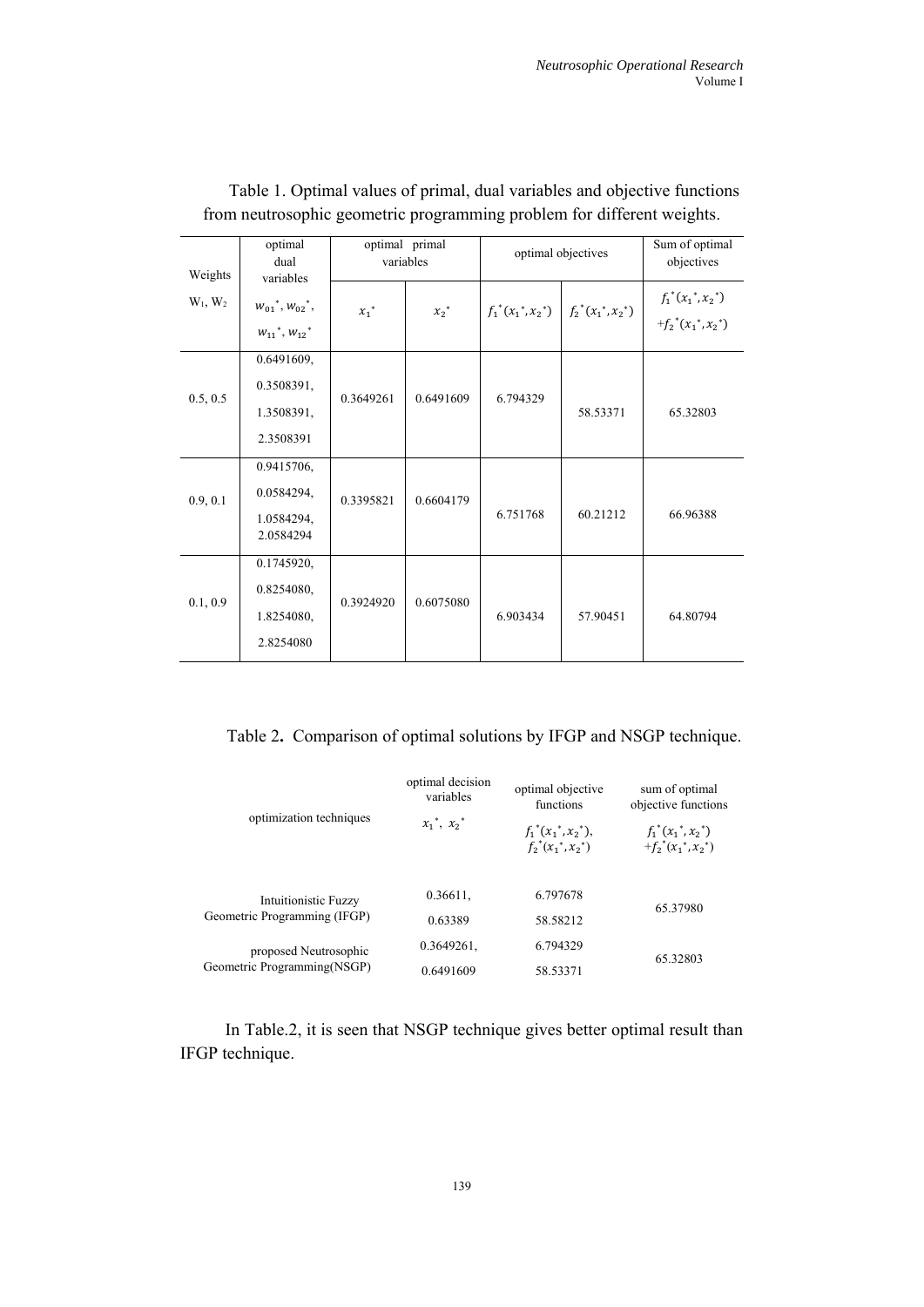Table 1. Optimal values of primal, dual variables and objective functions from neutrosophic geometric programming problem for different weights.

| Weights | optimal dual variables | optimal primal variables | | optimal objectives | | Sum of optimal objectives |
|---|---|---|---|---|---|---|
| $W_1, W_2$ | $w_{01}^*, w_{02}^*, w_{11}^*, w_{12}^*$ | $x_1^*$ | $x_2^*$ | $f_1^*(x_1^*, x_2^*)$ | $f_2^*(x_1^*, x_2^*)$ | $f_1^*(x_1^*, x_2^*) + f_2^*(x_1^*, x_2^*)$ |
| 0.5, 0.5 | 0.6491609, 0.3508391, 1.3508391, 2.3508391 | 0.3649261 | 0.6491609 | 6.794329 | 58.53371 | 65.32803 |
| 0.9, 0.1 | 0.9415706, 0.0584294, 1.0584294, 2.0584294 | 0.3395821 | 0.6604179 | 6.751768 | 60.21212 | 66.96388 |
| 0.1, 0.9 | 0.1745920, 0.8254080, 1.8254080, 2.8254080 | 0.3924920 | 0.6075080 | 6.903434 | 57.90451 | 64.80794 |

Table 2**.** Comparison of optimal solutions by IFGP and NSGP technique.

| optimization techniques | optimal decision variables $x_1^*$, $x_2^*$ | optimal objective functions $f_1^*(x_1^*, x_2^*)$, $f_2^*(x_1^*, x_2^*)$ | sum of optimal objective functions $f_1^*(x_1^*, x_2^*) + f_2^*(x_1^*, x_2^*)$ |
|---|---|---|---|
| Intuitionistic Fuzzy Geometric Programming (IFGP) | 0.36611, 0.63389 | 6.797678, 58.58212 | 65.37980 |
| proposed Neutrosophic Geometric Programming(NSGP) | 0.3649261, 0.6491609 | 6.794329, 58.53371 | 65.32803 |

In Table.2, it is seen that NSGP technique gives better optimal result than IFGP technique.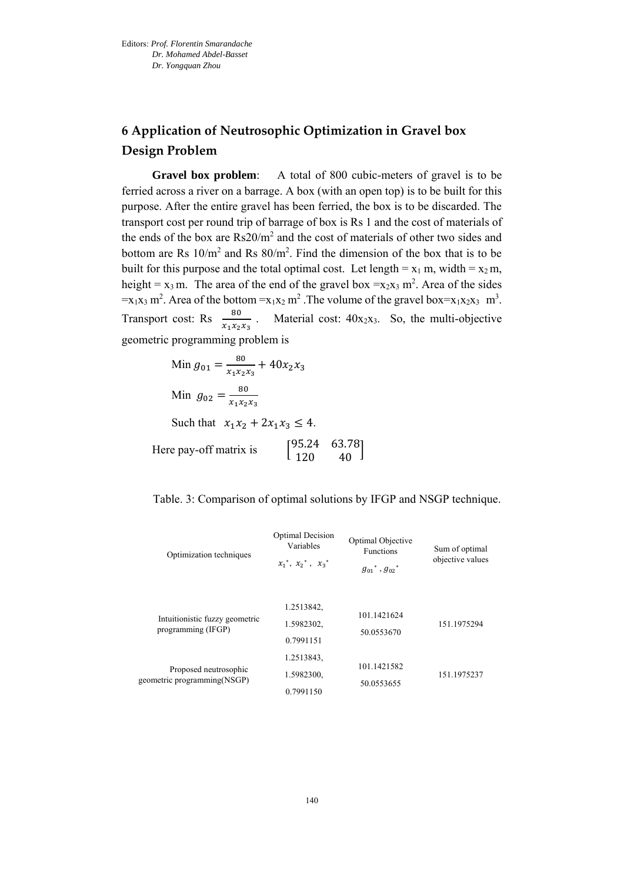## 6 Application of Neutrosophic Optimization in Gravel box Design Problem

**Gravel box problem**: A total of 800 cubic-meters of gravel is to be ferried across a river on a barrage. A box (with an open top) is to be built for this purpose. After the entire gravel has been ferried, the box is to be discarded. The transport cost per round trip of barrage of box is Rs 1 and the cost of materials of the ends of the box are Rs20/$m^2$ and the cost of materials of other two sides and bottom are Rs 10/$m^2$ and Rs 80/$m^2$. Find the dimension of the box that is to be built for this purpose and the total optimal cost. Let length = $x_1$ m, width = $x_2$ m, height = $x_3$ m. The area of the end of the gravel box $= x_2 x_3$ $m^2$. Area of the sides $= x_1 x_3$ $m^2$. Area of the bottom $= x_1 x_2$ $m^2$. The volume of the gravel box $= x_1 x_2 x_3$ $m^3$. Transport cost: Rs $\frac{80}{x_1 x_2 x_3}$. Material cost: $40 x_2 x_3$. So, the multi-objective geometric programming problem is

$$\text{Min } g_{01} = \frac{80}{x_1 x_2 x_3} + 40 x_2 x_3$$

$$\text{Min } g_{02} = \frac{80}{x_1 x_2 x_3}$$

$$\text{Such that } \quad x_1 x_2 + 2 x_1 x_3 \leq 4.$$

Here pay-off matrix is $\begin{bmatrix} 95.24 & 63.78 \\ 120 & 40 \end{bmatrix}$

Table. 3: Comparison of optimal solutions by IFGP and NSGP technique.

| Optimization techniques | Optimal Decision Variables $x_1^*$, $x_2^*$, $x_3^*$ | Optimal Objective Functions $g_{01}^*$, $g_{02}^*$ | Sum of optimal objective values |
|---|---|---|---|
| Intuitionistic fuzzy geometric programming (IFGP) | 1.2513842, 1.5982302, 0.7991151 | 101.1421624 50.0553670 | 151.1975294 |
| Proposed neutrosophic geometric programming(NSGP) | 1.2513843, 1.5982300, 0.7991150 | 101.1421582 50.0553655 | 151.1975237 |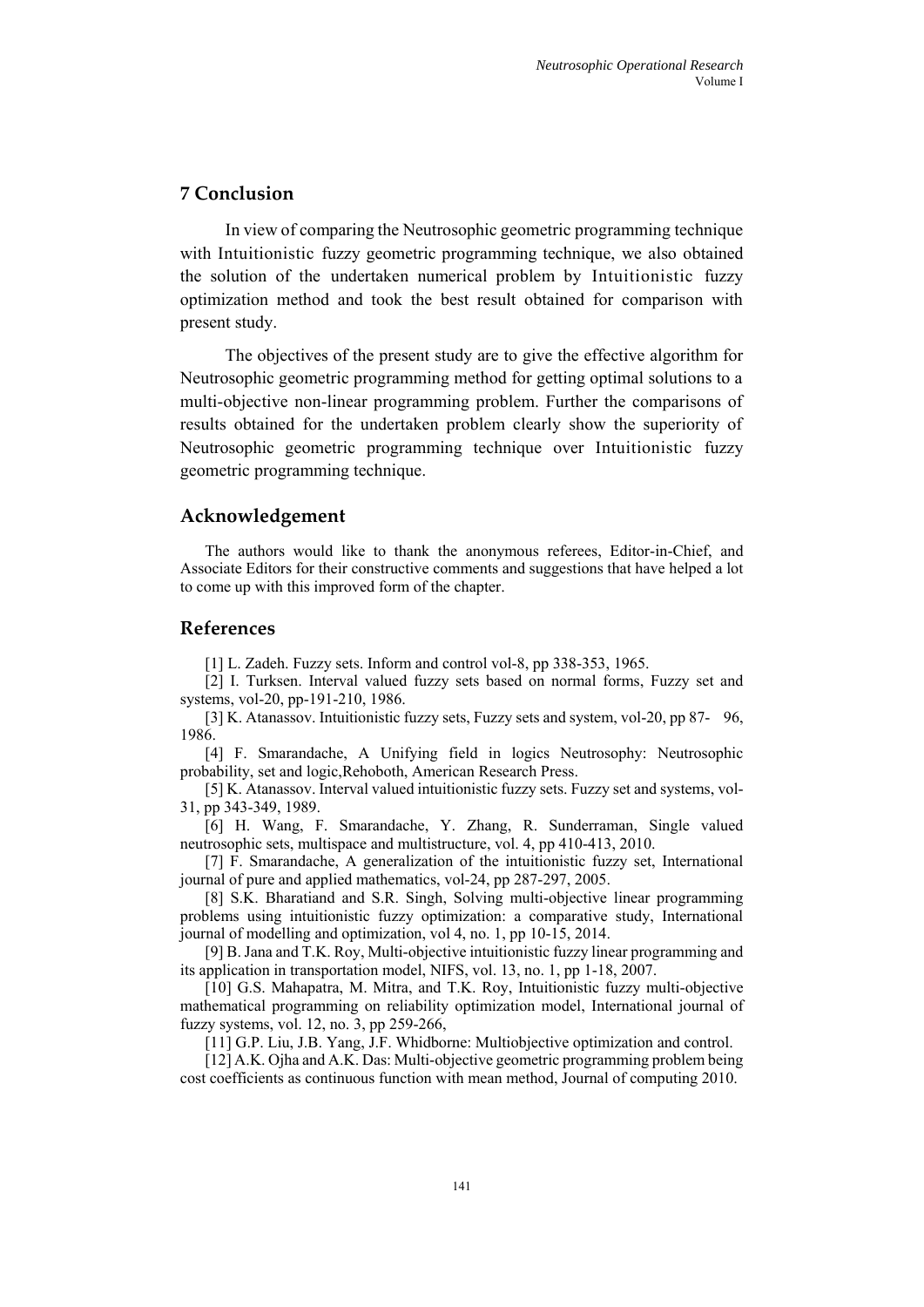## 7 Conclusion

In view of comparing the Neutrosophic geometric programming technique with Intuitionistic fuzzy geometric programming technique, we also obtained the solution of the undertaken numerical problem by Intuitionistic fuzzy optimization method and took the best result obtained for comparison with present study.

The objectives of the present study are to give the effective algorithm for Neutrosophic geometric programming method for getting optimal solutions to a multi-objective non-linear programming problem. Further the comparisons of results obtained for the undertaken problem clearly show the superiority of Neutrosophic geometric programming technique over Intuitionistic fuzzy geometric programming technique.

## Acknowledgement

The authors would like to thank the anonymous referees, Editor-in-Chief, and Associate Editors for their constructive comments and suggestions that have helped a lot to come up with this improved form of the chapter.

## References

[1] L. Zadeh. Fuzzy sets. Inform and control vol-8, pp 338-353, 1965.

[2] I. Turksen. Interval valued fuzzy sets based on normal forms, Fuzzy set and systems, vol-20, pp-191-210, 1986.

[3] K. Atanassov. Intuitionistic fuzzy sets, Fuzzy sets and system, vol-20, pp 87- 96, 1986.

[4] F. Smarandache, A Unifying field in logics Neutrosophy: Neutrosophic probability, set and logic,Rehoboth, American Research Press.

[5] K. Atanassov. Interval valued intuitionistic fuzzy sets. Fuzzy set and systems, vol-31, pp 343-349, 1989.

[6] H. Wang, F. Smarandache, Y. Zhang, R. Sunderraman, Single valued neutrosophic sets, multispace and multistructure, vol. 4, pp 410-413, 2010.

[7] F. Smarandache, A generalization of the intuitionistic fuzzy set, International journal of pure and applied mathematics, vol-24, pp 287-297, 2005.

[8] S.K. Bharatiand and S.R. Singh, Solving multi-objective linear programming problems using intuitionistic fuzzy optimization: a comparative study, International journal of modelling and optimization, vol 4, no. 1, pp 10-15, 2014.

[9] B. Jana and T.K. Roy, Multi-objective intuitionistic fuzzy linear programming and its application in transportation model, NIFS, vol. 13, no. 1, pp 1-18, 2007.

[10] G.S. Mahapatra, M. Mitra, and T.K. Roy, Intuitionistic fuzzy multi-objective mathematical programming on reliability optimization model, International journal of fuzzy systems, vol. 12, no. 3, pp 259-266,

[11] G.P. Liu, J.B. Yang, J.F. Whidborne: Multiobjective optimization and control.

[12] A.K. Ojha and A.K. Das: Multi-objective geometric programming problem being cost coefficients as continuous function with mean method, Journal of computing 2010.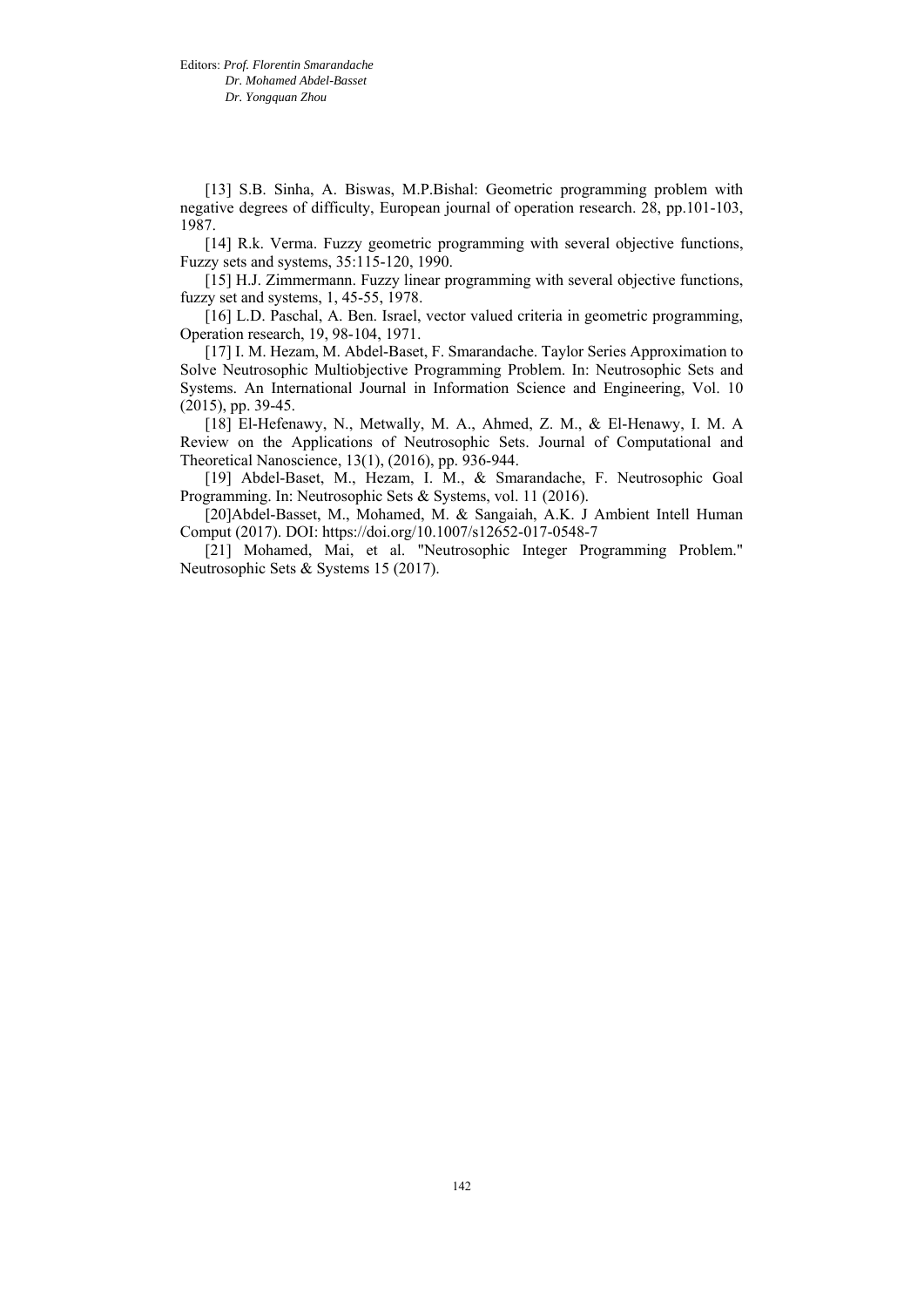[13] S.B. Sinha, A. Biswas, M.P.Bishal: Geometric programming problem with negative degrees of difficulty, European journal of operation research. 28, pp.101-103, 1987.

[14] R.k. Verma. Fuzzy geometric programming with several objective functions, Fuzzy sets and systems, 35:115-120, 1990.

[15] H.J. Zimmermann. Fuzzy linear programming with several objective functions, fuzzy set and systems, 1, 45-55, 1978.

[16] L.D. Paschal, A. Ben. Israel, vector valued criteria in geometric programming, Operation research, 19, 98-104, 1971.

[17] I. M. Hezam, M. Abdel-Baset, F. Smarandache. Taylor Series Approximation to Solve Neutrosophic Multiobjective Programming Problem. In: Neutrosophic Sets and Systems. An International Journal in Information Science and Engineering, Vol. 10 (2015), pp. 39-45.

[18] El-Hefenawy, N., Metwally, M. A., Ahmed, Z. M., & El-Henawy, I. M. A Review on the Applications of Neutrosophic Sets. Journal of Computational and Theoretical Nanoscience, 13(1), (2016), pp. 936-944.

[19] Abdel-Baset, M., Hezam, I. M., & Smarandache, F. Neutrosophic Goal Programming. In: Neutrosophic Sets & Systems, vol. 11 (2016).

[20]Abdel-Basset, M., Mohamed, M. & Sangaiah, A.K. J Ambient Intell Human Comput (2017). DOI: https://doi.org/10.1007/s12652-017-0548-7

[21] Mohamed, Mai, et al. "Neutrosophic Integer Programming Problem." Neutrosophic Sets & Systems 15 (2017).